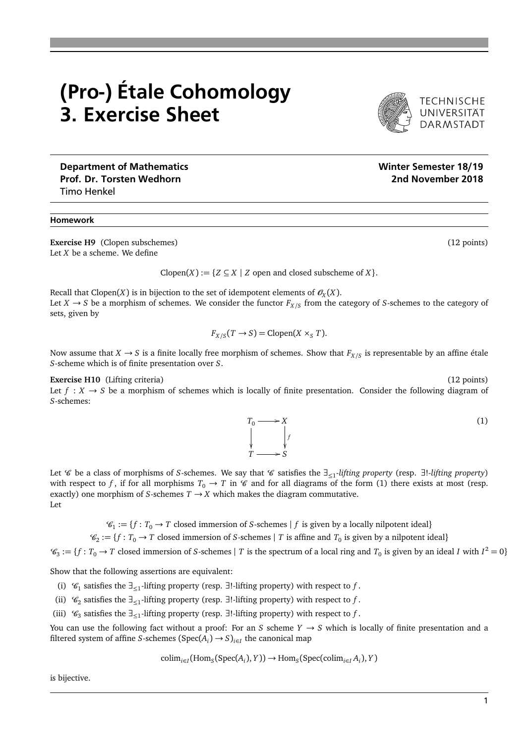# (Pro-) Étale Cohomology
# 3. Exercise Sheet

TECHNISCHE UNIVERSITÄT DARMSTADT

**Department of Mathematics**
**Prof. Dr. Torsten Wedhorn**
Timo Henkel

**Winter Semester 18/19**
**2nd November 2018**

**Homework**

**Exercise H9** (Clopen subschemes) (12 points)
Let $X$ be a scheme. We define

$$\text{Clopen}(X) := \{Z \subseteq X \mid Z \text{ open and closed subscheme of } X\}.$$

Recall that $\text{Clopen}(X)$ is in bijection to the set of idempotent elements of $\mathcal{O}_X(X)$.
Let $X \to S$ be a morphism of schemes. We consider the functor $F_{X/S}$ from the category of $S$-schemes to the category of sets, given by

$$F_{X/S}(T \to S) = \text{Clopen}(X \times_S T).$$

Now assume that $X \to S$ is a finite locally free morphism of schemes. Show that $F_{X/S}$ is representable by an affine étale $S$-scheme which is of finite presentation over $S$.

**Exercise H10** (Lifting criteria) (12 points)
Let $f : X \to S$ be a morphism of schemes which is locally of finite presentation. Consider the following diagram of $S$-schemes:

$$\begin{array}{ccc} T_0 & \longrightarrow & X \\ \downarrow & & \downarrow f \\ T & \longrightarrow & S \end{array} \tag{1}$$

Let $\mathscr{C}$ be a class of morphisms of $S$-schemes. We say that $\mathscr{C}$ satisfies the $\exists_{\leq 1}$-*lifting property* (resp. $\exists!$-*lifting property*) with respect to $f$, if for all morphisms $T_0 \to T$ in $\mathscr{C}$ and for all diagrams of the form (1) there exists at most (resp. exactly) one morphism of $S$-schemes $T \to X$ which makes the diagram commutative.
Let

$$\mathscr{C}_1 := \{f : T_0 \to T \text{ closed immersion of } S\text{-schemes} \mid f \text{ is given by a locally nilpotent ideal}\}$$

$$\mathscr{C}_2 := \{f : T_0 \to T \text{ closed immersion of } S\text{-schemes} \mid T \text{ is affine and } T_0 \text{ is given by a nilpotent ideal}\}$$

$$\mathscr{C}_3 := \{f : T_0 \to T \text{ closed immersion of } S\text{-schemes} \mid T \text{ is the spectrum of a local ring and } T_0 \text{ is given by an ideal } I \text{ with } I^2 = 0\}$$

Show that the following assertions are equivalent:

(i) $\mathscr{C}_1$ satisfies the $\exists_{\leq 1}$-lifting property (resp. $\exists!$-lifting property) with respect to $f$.

(ii) $\mathscr{C}_2$ satisfies the $\exists_{\leq 1}$-lifting property (resp. $\exists!$-lifting property) with respect to $f$.

(iii) $\mathscr{C}_3$ satisfies the $\exists_{\leq 1}$-lifting property (resp. $\exists!$-lifting property) with respect to $f$.

You can use the following fact without a proof: For an $S$ scheme $Y \to S$ which is locally of finite presentation and a filtered system of affine $S$-schemes $(\text{Spec}(A_i) \to S)_{i \in I}$ the canonical map

$$\text{colim}_{i \in I}(\text{Hom}_S(\text{Spec}(A_i), Y)) \to \text{Hom}_S(\text{Spec}(\text{colim}_{i \in I} A_i), Y)$$

is bijective.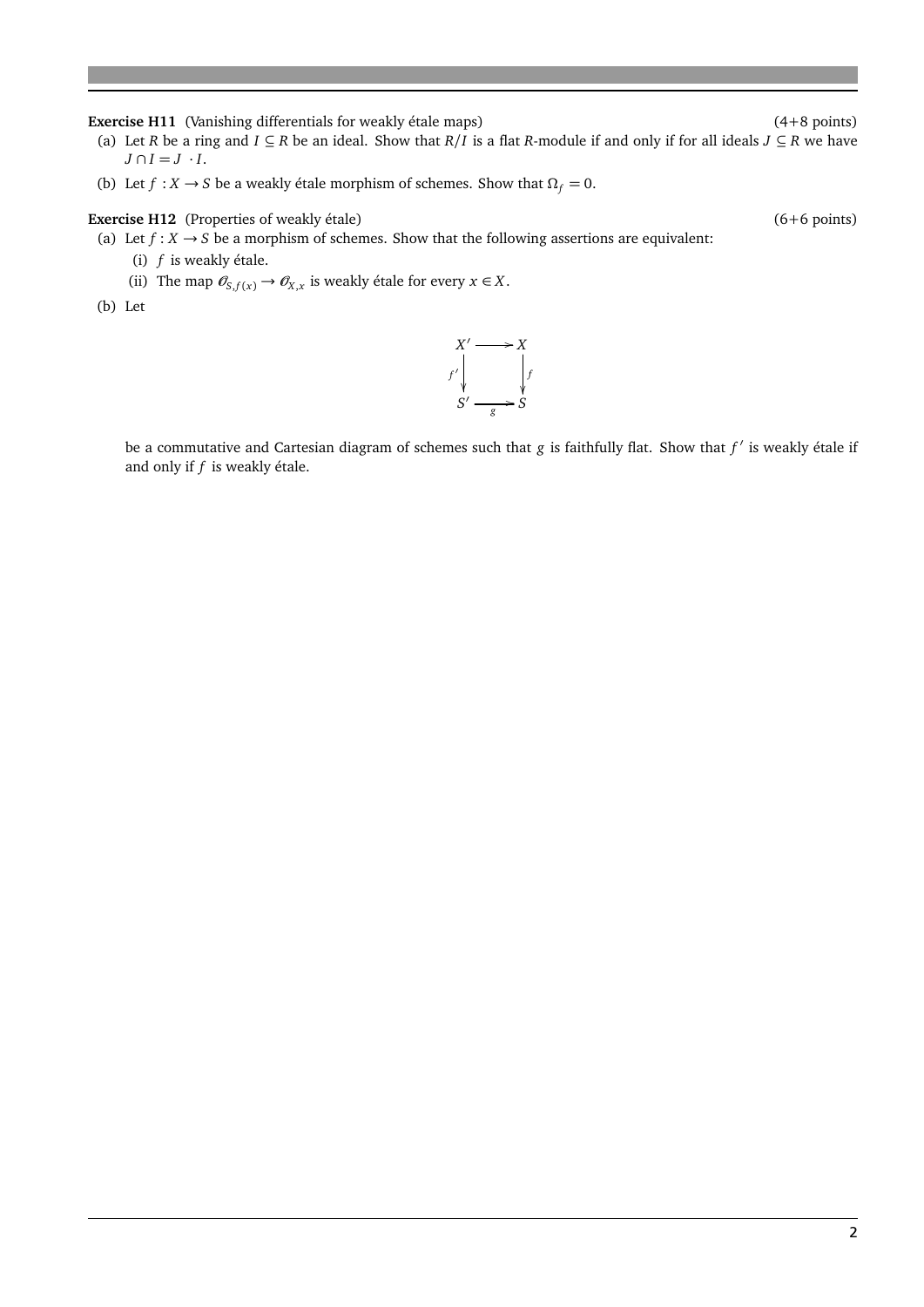**Exercise H11** (Vanishing differentials for weakly étale maps) (4+8 points)

(a) Let $R$ be a ring and $I \subseteq R$ be an ideal. Show that $R/I$ is a flat $R$-module if and only if for all ideals $J \subseteq R$ we have $J \cap I = J \cdot I$.

(b) Let $f : X \to S$ be a weakly étale morphism of schemes. Show that $\Omega_f = 0$.

**Exercise H12** (Properties of weakly étale) (6+6 points)

(a) Let $f : X \to S$ be a morphism of schemes. Show that the following assertions are equivalent:

   (i) $f$ is weakly étale.

   (ii) The map $\mathcal{O}_{S,f(x)} \to \mathcal{O}_{X,x}$ is weakly étale for every $x \in X$.

(b) Let

$$\begin{array}{ccc} X' & \longrightarrow & X \\ {\scriptstyle f'}\downarrow & & \downarrow{\scriptstyle f} \\ S' & \xrightarrow[g]{} & S \end{array}$$

be a commutative and Cartesian diagram of schemes such that $g$ is faithfully flat. Show that $f'$ is weakly étale if and only if $f$ is weakly étale.